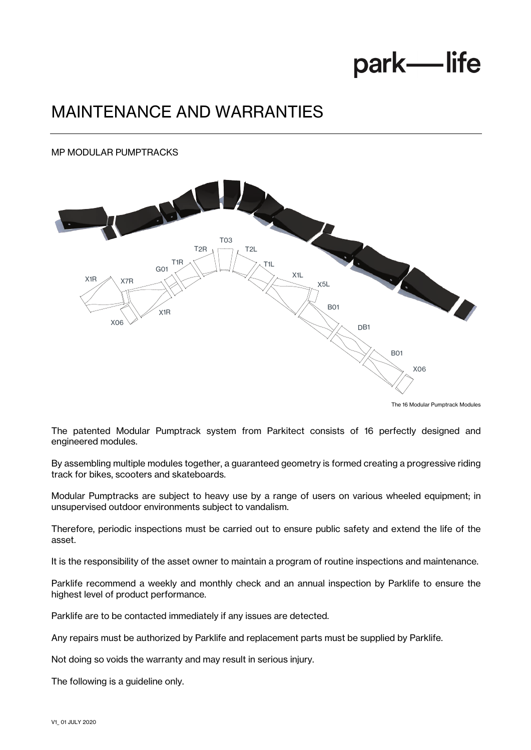park—life

# MAINTENANCE AND WARRANTIES

MP MODULAR PUMPTRACKS

The 16 Modular Pumptrack Modules

The patented Modular Pumptrack system from Parkitect consists of 16 perfectly designed and engineered modules.

By assembling multiple modules together, a guaranteed geometry is formed creating a progressive riding track for bikes, scooters and skateboards.

Modular Pumptracks are subject to heavy use by a range of users on various wheeled equipment; in unsupervised outdoor environments subject to vandalism.

Therefore, periodic inspections must be carried out to ensure public safety and extend the life of the asset.

It is the responsibility of the asset owner to maintain a program of routine inspections and maintenance.

Parklife recommend a weekly and monthly check and an annual inspection by Parklife to ensure the highest level of product performance.

Parklife are to be contacted immediately if any issues are detected.

Any repairs must be authorized by Parklife and replacement parts must be supplied by Parklife.

Not doing so voids the warranty and may result in serious injury.

The following is a guideline only.

V1_ 01 JULY 2020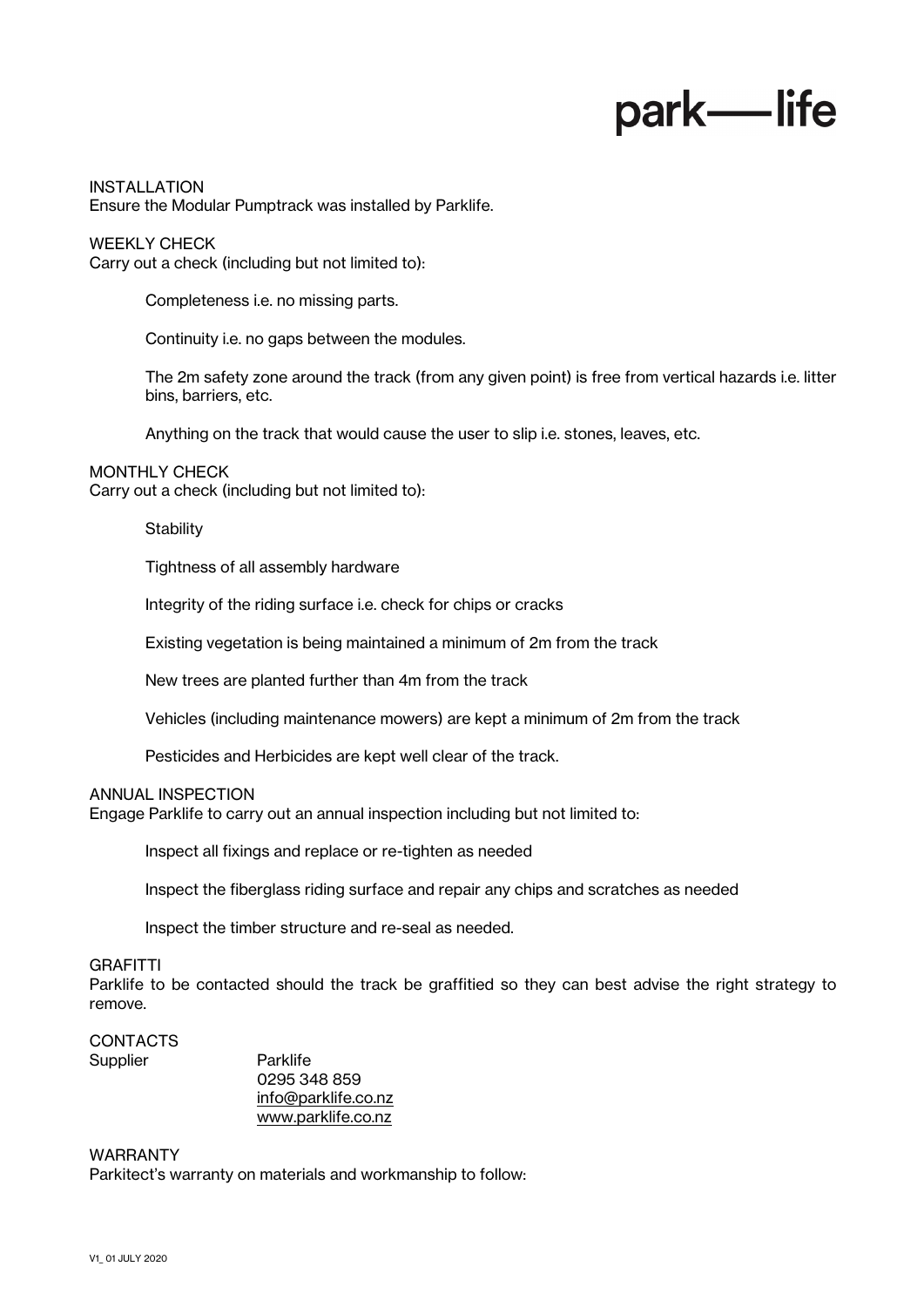# park—life

## INSTALLATION

Ensure the Modular Pumptrack was installed by Parklife.

## WEEKLY CHECK

Carry out a check (including but not limited to):

- Completeness i.e. no missing parts.
- Continuity i.e. no gaps between the modules.
- The 2m safety zone around the track (from any given point) is free from vertical hazards i.e. litter bins, barriers, etc.
- Anything on the track that would cause the user to slip i.e. stones, leaves, etc.

## MONTHLY CHECK

Carry out a check (including but not limited to):

- Stability
- Tightness of all assembly hardware
- Integrity of the riding surface i.e. check for chips or cracks
- Existing vegetation is being maintained a minimum of 2m from the track
- New trees are planted further than 4m from the track
- Vehicles (including maintenance mowers) are kept a minimum of 2m from the track
- Pesticides and Herbicides are kept well clear of the track.

## ANNUAL INSPECTION

Engage Parklife to carry out an annual inspection including but not limited to:

- Inspect all fixings and replace or re-tighten as needed
- Inspect the fiberglass riding surface and repair any chips and scratches as needed
- Inspect the timber structure and re-seal as needed.

## GRAFITTI

Parklife to be contacted should the track be graffitied so they can best advise the right strategy to remove.

## CONTACTS

Supplier

Parklife
0295 348 859
info@parklife.co.nz
www.parklife.co.nz

## WARRANTY

Parkitect's warranty on materials and workmanship to follow:

V1_ 01 JULY 2020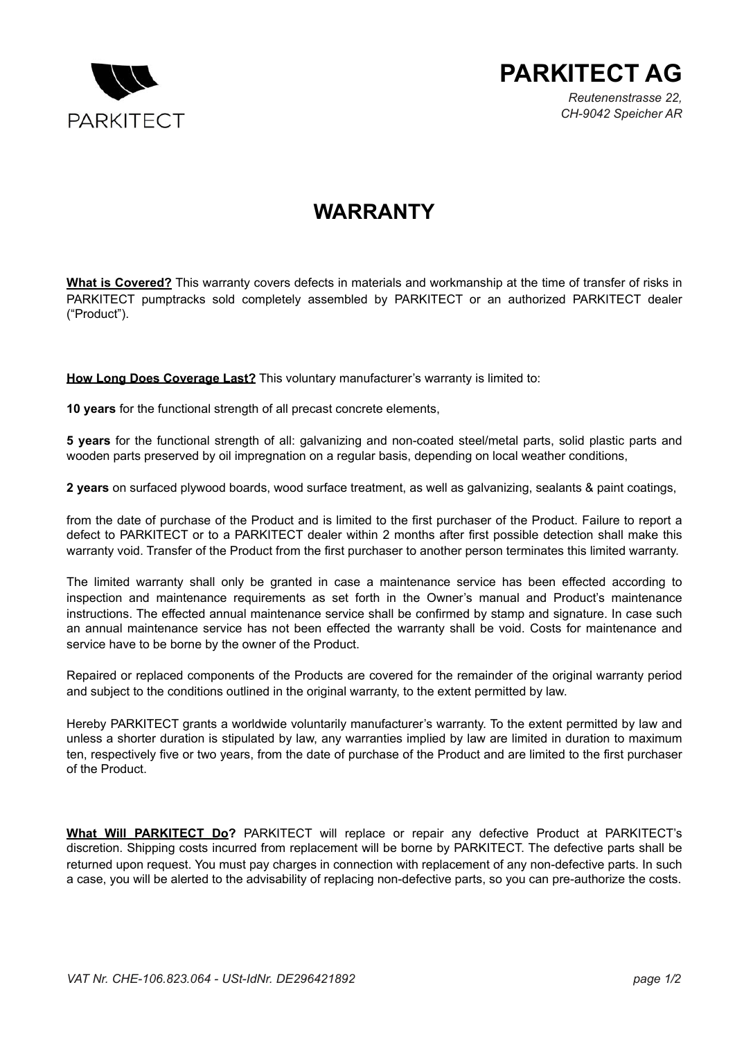# PARKITECT AG

*Reutenenstrasse 22,*
*CH-9042 Speicher AR*

## WARRANTY

**What is Covered?** This warranty covers defects in materials and workmanship at the time of transfer of risks in PARKITECT pumptracks sold completely assembled by PARKITECT or an authorized PARKITECT dealer ("Product").

**How Long Does Coverage Last?** This voluntary manufacturer's warranty is limited to:

**10 years** for the functional strength of all precast concrete elements,

**5 years** for the functional strength of all: galvanizing and non-coated steel/metal parts, solid plastic parts and wooden parts preserved by oil impregnation on a regular basis, depending on local weather conditions,

**2 years** on surfaced plywood boards, wood surface treatment, as well as galvanizing, sealants & paint coatings,

from the date of purchase of the Product and is limited to the first purchaser of the Product. Failure to report a defect to PARKITECT or to a PARKITECT dealer within 2 months after first possible detection shall make this warranty void. Transfer of the Product from the first purchaser to another person terminates this limited warranty.

The limited warranty shall only be granted in case a maintenance service has been effected according to inspection and maintenance requirements as set forth in the Owner's manual and Product's maintenance instructions. The effected annual maintenance service shall be confirmed by stamp and signature. In case such an annual maintenance service has not been effected the warranty shall be void. Costs for maintenance and service have to be borne by the owner of the Product.

Repaired or replaced components of the Products are covered for the remainder of the original warranty period and subject to the conditions outlined in the original warranty, to the extent permitted by law.

Hereby PARKITECT grants a worldwide voluntarily manufacturer's warranty. To the extent permitted by law and unless a shorter duration is stipulated by law, any warranties implied by law are limited in duration to maximum ten, respectively five or two years, from the date of purchase of the Product and are limited to the first purchaser of the Product.

**What Will PARKITECT Do?** PARKITECT will replace or repair any defective Product at PARKITECT's discretion. Shipping costs incurred from replacement will be borne by PARKITECT. The defective parts shall be returned upon request. You must pay charges in connection with replacement of any non-defective parts. In such a case, you will be alerted to the advisability of replacing non-defective parts, so you can pre-authorize the costs.

*VAT Nr. CHE-106.823.064 - USt-IdNr. DE296421892*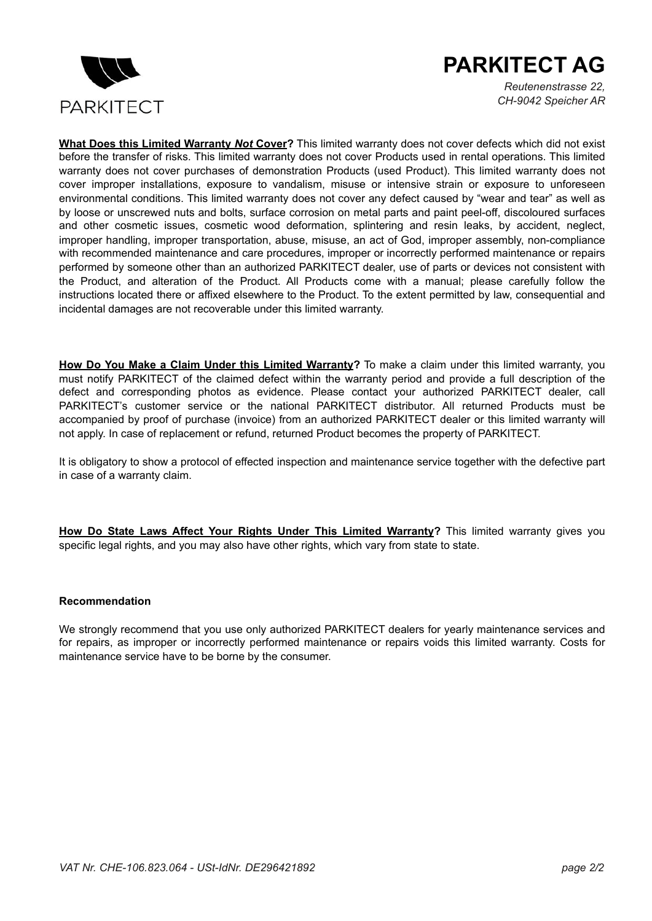# PARKITECT AG

*Reutenenstrasse 22,*
*CH-9042 Speicher AR*

**What Does this Limited Warranty *Not* Cover?** This limited warranty does not cover defects which did not exist before the transfer of risks. This limited warranty does not cover Products used in rental operations. This limited warranty does not cover purchases of demonstration Products (used Product). This limited warranty does not cover improper installations, exposure to vandalism, misuse or intensive strain or exposure to unforeseen environmental conditions. This limited warranty does not cover any defect caused by "wear and tear" as well as by loose or unscrewed nuts and bolts, surface corrosion on metal parts and paint peel-off, discoloured surfaces and other cosmetic issues, cosmetic wood deformation, splintering and resin leaks, by accident, neglect, improper handling, improper transportation, abuse, misuse, an act of God, improper assembly, non-compliance with recommended maintenance and care procedures, improper or incorrectly performed maintenance or repairs performed by someone other than an authorized PARKITECT dealer, use of parts or devices not consistent with the Product, and alteration of the Product. All Products come with a manual; please carefully follow the instructions located there or affixed elsewhere to the Product. To the extent permitted by law, consequential and incidental damages are not recoverable under this limited warranty.

**How Do You Make a Claim Under this Limited Warranty?** To make a claim under this limited warranty, you must notify PARKITECT of the claimed defect within the warranty period and provide a full description of the defect and corresponding photos as evidence. Please contact your authorized PARKITECT dealer, call PARKITECT's customer service or the national PARKITECT distributor. All returned Products must be accompanied by proof of purchase (invoice) from an authorized PARKITECT dealer or this limited warranty will not apply. In case of replacement or refund, returned Product becomes the property of PARKITECT.

It is obligatory to show a protocol of effected inspection and maintenance service together with the defective part in case of a warranty claim.

**How Do State Laws Affect Your Rights Under This Limited Warranty?** This limited warranty gives you specific legal rights, and you may also have other rights, which vary from state to state.

**Recommendation**

We strongly recommend that you use only authorized PARKITECT dealers for yearly maintenance services and for repairs, as improper or incorrectly performed maintenance or repairs voids this limited warranty. Costs for maintenance service have to be borne by the consumer.

*VAT Nr. CHE-106.823.064 - USt-IdNr. DE296421892*